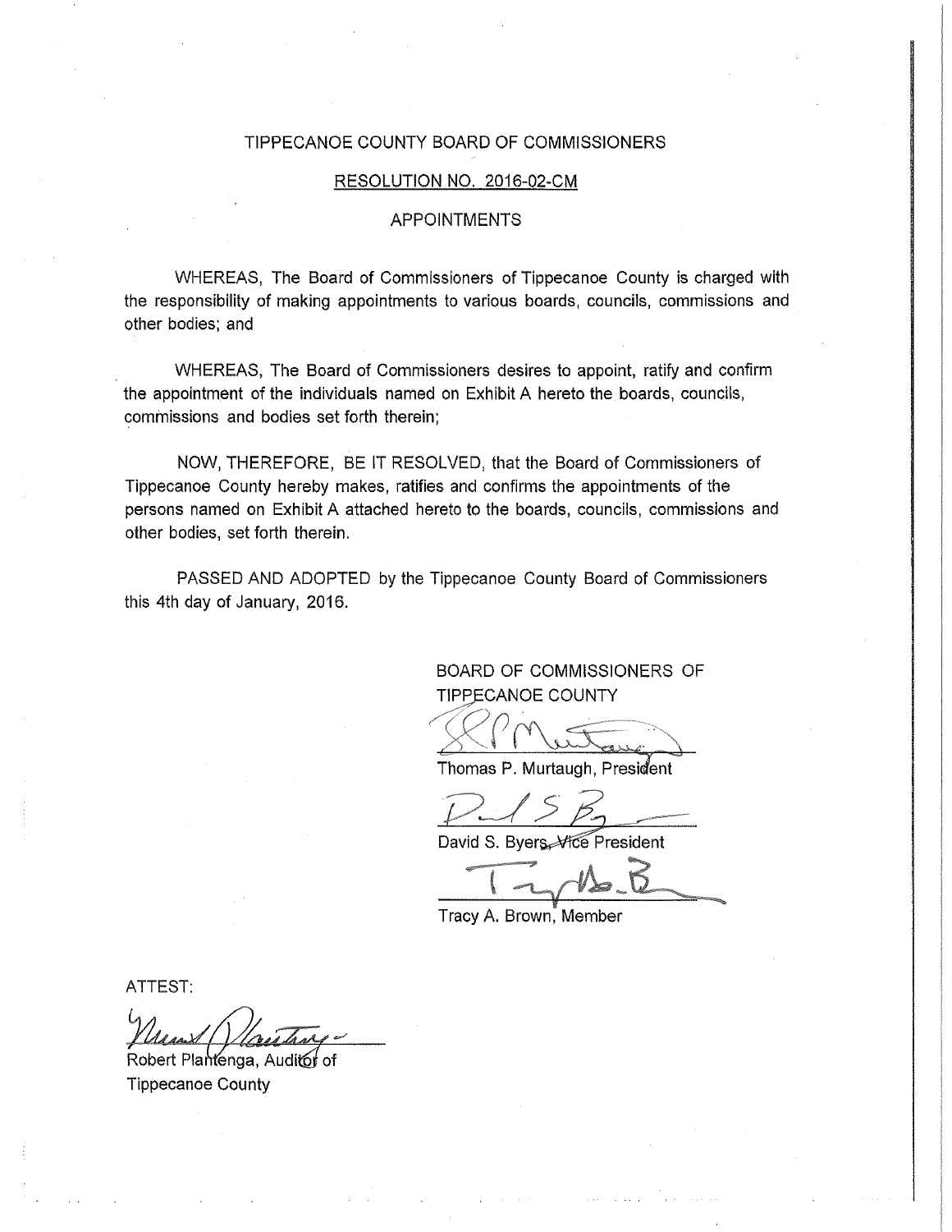# TIPPECANOE COUNTY BOARD OF COMMISSIONERS

## RESOLUTION NO. 2016-02-CM

## APPOINTMENTS

WHEREAS, The Board of Commissioners of Tippecanoe County is charged with the responsibility of making appointments to various boards, councils, commissions and other bodies; and

WHEREAS, The Board of Commissioners desires to appoint, ratify and confirm the appointment of the individuals named on Exhibit A hereto the boards, councils, commissions and bodies set forth therein;

NOW, THEREFORE, BE IT RESOLVED, that the Board of Commissioners of Tippecanoe County hereby makes, ratifies and confirms the appointments of the persons named on Exhibit A attached hereto to the boards, councils, commissions and other bodies, set forth therein.

PASSED AND ADOPTED by the Tippecanoe County Board of Commissioners this 4th day of January, 2016.

BOARD OF COMMISSIONERS OF TIPPECANOE COUNTY

Thomas P. Murtaugh, President

David S. Byers, ~~Vice~~ President

Tracy A. Brown, Member

ATTEST:

Robert Plantenga, Auditor of Tippecanoe County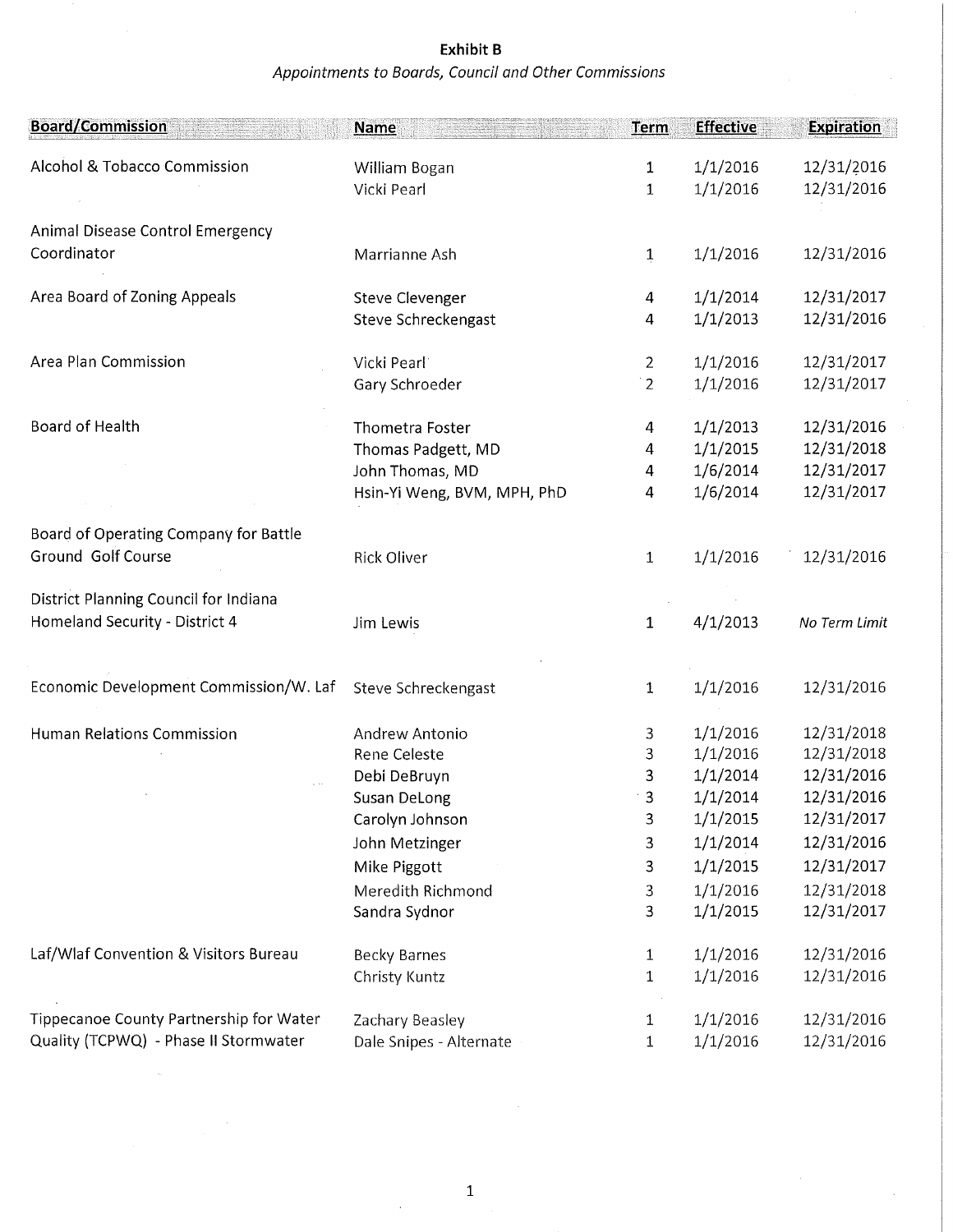**Exhibit B**

*Appointments to Boards, Council and Other Commissions*

| Board/Commission | Name | Term | Effective | Expiration |
|---|---|---|---|---|
| Alcohol & Tobacco Commission | William Bogan | 1 | 1/1/2016 | 12/31/2016 |
| | Vicki Pearl | 1 | 1/1/2016 | 12/31/2016 |
| Animal Disease Control Emergency Coordinator | Marrianne Ash | 1 | 1/1/2016 | 12/31/2016 |
| Area Board of Zoning Appeals | Steve Clevenger | 4 | 1/1/2014 | 12/31/2017 |
| | Steve Schreckengast | 4 | 1/1/2013 | 12/31/2016 |
| Area Plan Commission | Vicki Pearl | 2 | 1/1/2016 | 12/31/2017 |
| | Gary Schroeder | 2 | 1/1/2016 | 12/31/2017 |
| Board of Health | Thometra Foster | 4 | 1/1/2013 | 12/31/2016 |
| | Thomas Padgett, MD | 4 | 1/1/2015 | 12/31/2018 |
| | John Thomas, MD | 4 | 1/6/2014 | 12/31/2017 |
| | Hsin-Yi Weng, BVM, MPH, PhD | 4 | 1/6/2014 | 12/31/2017 |
| Board of Operating Company for Battle Ground Golf Course | Rick Oliver | 1 | 1/1/2016 | 12/31/2016 |
| District Planning Council for Indiana Homeland Security - District 4 | Jim Lewis | 1 | 4/1/2013 | *No Term Limit* |
| Economic Development Commission/W. Laf | Steve Schreckengast | 1 | 1/1/2016 | 12/31/2016 |
| Human Relations Commission | Andrew Antonio | 3 | 1/1/2016 | 12/31/2018 |
| | Rene Celeste | 3 | 1/1/2016 | 12/31/2018 |
| | Debi DeBruyn | 3 | 1/1/2014 | 12/31/2016 |
| | Susan DeLong | 3 | 1/1/2014 | 12/31/2016 |
| | Carolyn Johnson | 3 | 1/1/2015 | 12/31/2017 |
| | John Metzinger | 3 | 1/1/2014 | 12/31/2016 |
| | Mike Piggott | 3 | 1/1/2015 | 12/31/2017 |
| | Meredith Richmond | 3 | 1/1/2016 | 12/31/2018 |
| | Sandra Sydnor | 3 | 1/1/2015 | 12/31/2017 |
| Laf/Wlaf Convention & Visitors Bureau | Becky Barnes | 1 | 1/1/2016 | 12/31/2016 |
| | Christy Kuntz | 1 | 1/1/2016 | 12/31/2016 |
| Tippecanoe County Partnership for Water Quality (TCPWQ) - Phase II Stormwater | Zachary Beasley | 1 | 1/1/2016 | 12/31/2016 |
| | Dale Snipes - Alternate | 1 | 1/1/2016 | 12/31/2016 |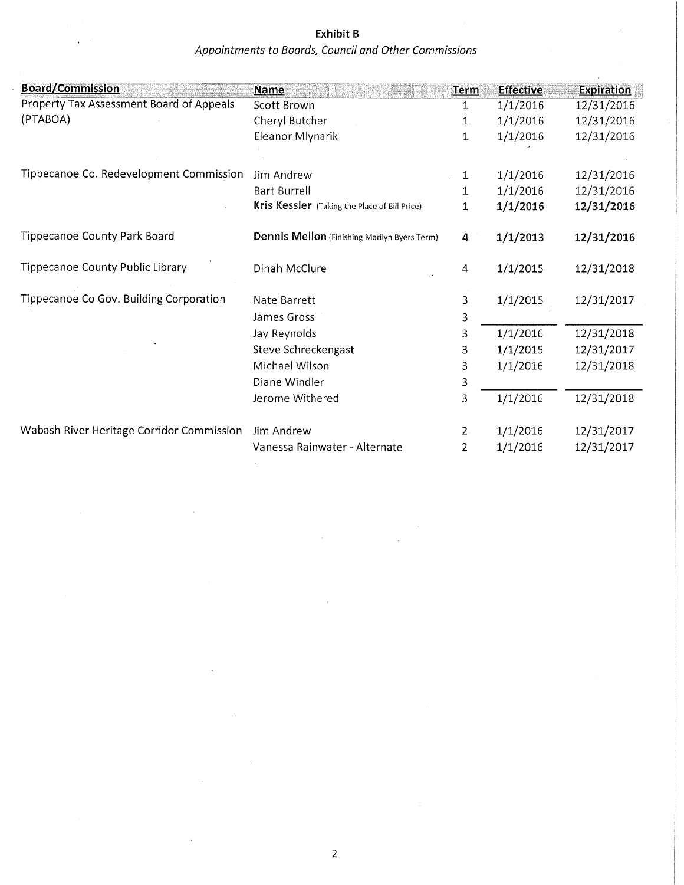**Exhibit B**

*Appointments to Boards, Council and Other Commissions*

| Board/Commission | Name | Term | Effective | Expiration |
|---|---|---|---|---|
| Property Tax Assessment Board of Appeals (PTABOA) | Scott Brown | 1 | 1/1/2016 | 12/31/2016 |
| | Cheryl Butcher | 1 | 1/1/2016 | 12/31/2016 |
| | Eleanor Mlynarik | 1 | 1/1/2016 | 12/31/2016 |
| Tippecanoe Co. Redevelopment Commission | Jim Andrew | 1 | 1/1/2016 | 12/31/2016 |
| | Bart Burrell | 1 | 1/1/2016 | 12/31/2016 |
| | **Kris Kessler** (Taking the Place of Bill Price) | **1** | **1/1/2016** | **12/31/2016** |
| Tippecanoe County Park Board | **Dennis Mellon** (Finishing Marilyn Byers Term) | **4** | **1/1/2013** | **12/31/2016** |
| Tippecanoe County Public Library | Dinah McClure | 4 | 1/1/2015 | 12/31/2018 |
| Tippecanoe Co Gov. Building Corporation | Nate Barrett | 3 | 1/1/2015 | 12/31/2017 |
| | James Gross | 3 | | |
| | Jay Reynolds | 3 | 1/1/2016 | 12/31/2018 |
| | Steve Schreckengast | 3 | 1/1/2015 | 12/31/2017 |
| | Michael Wilson | 3 | 1/1/2016 | 12/31/2018 |
| | Diane Windler | 3 | | |
| | Jerome Withered | 3 | 1/1/2016 | 12/31/2018 |
| Wabash River Heritage Corridor Commission | Jim Andrew | 2 | 1/1/2016 | 12/31/2017 |
| | Vanessa Rainwater - Alternate | 2 | 1/1/2016 | 12/31/2017 |